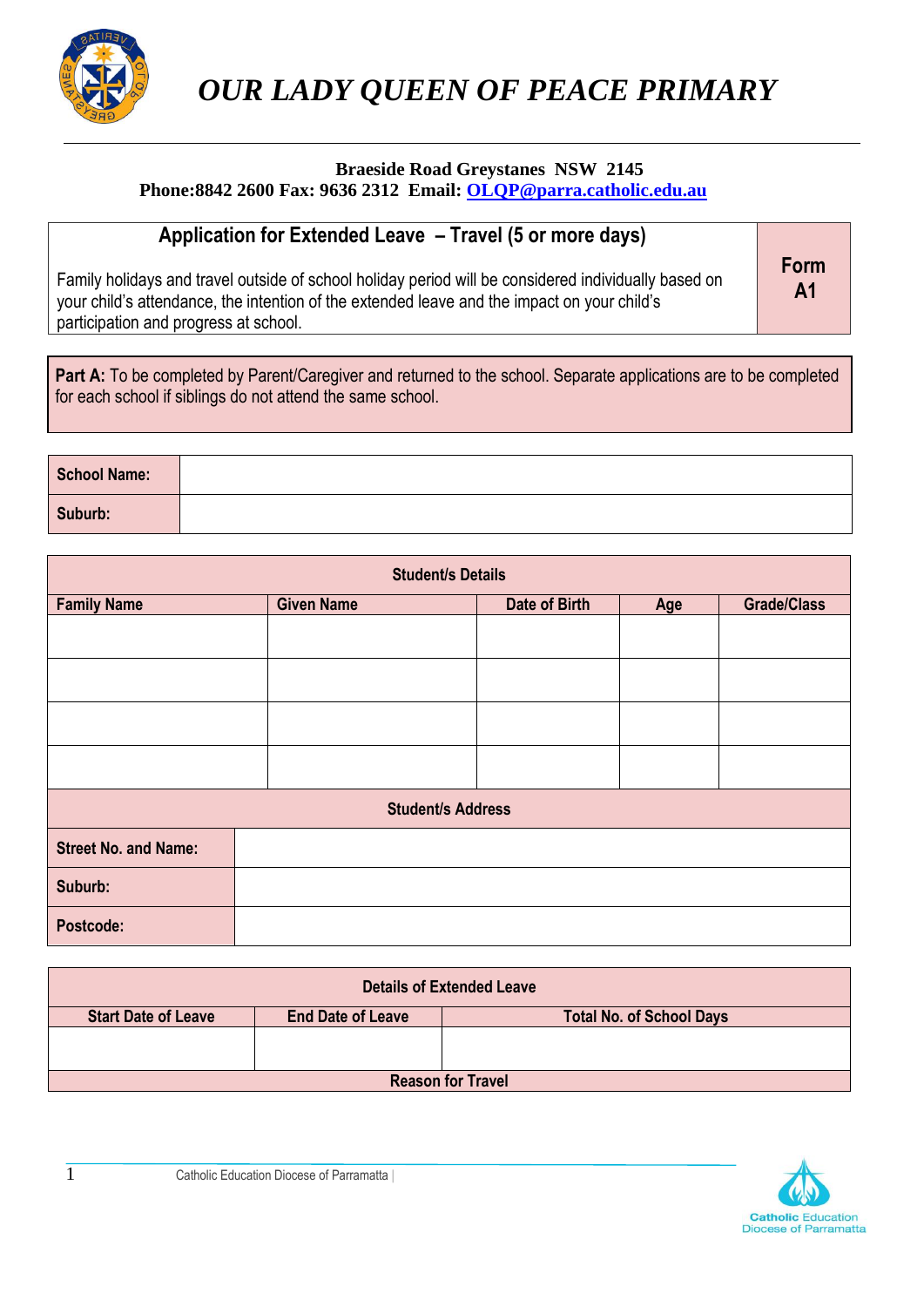# *OUR LADY QUEEN OF PEACE PRIMARY*

**Braeside Road Greystanes NSW 2145**
**Phone:8842 2600 Fax: 9636 2312 Email: [OLQP@parra.catholic.edu.au](mailto:OLQP@parra.catholic.edu.au)**

## Application for Extended Leave – Travel (5 or more days)

**Form A1**

Family holidays and travel outside of school holiday period will be considered individually based on your child's attendance, the intention of the extended leave and the impact on your child's participation and progress at school.

**Part A:** To be completed by Parent/Caregiver and returned to the school. Separate applications are to be completed for each school if siblings do not attend the same school.

| **School Name:** | |
|---|---|
| **Suburb:** | |

| **Student/s Details** | | | | |
|---|---|---|---|---|
| **Family Name** | **Given Name** | **Date of Birth** | **Age** | **Grade/Class** |
| | | | | |
| | | | | |
| | | | | |
| | | | | |

| **Student/s Address** | |
|---|---|
| **Street No. and Name:** | |
| **Suburb:** | |
| **Postcode:** | |

| **Details of Extended Leave** | | |
|---|---|---|
| **Start Date of Leave** | **End Date of Leave** | **Total No. of School Days** |
| | | |
| **Reason for Travel** | | |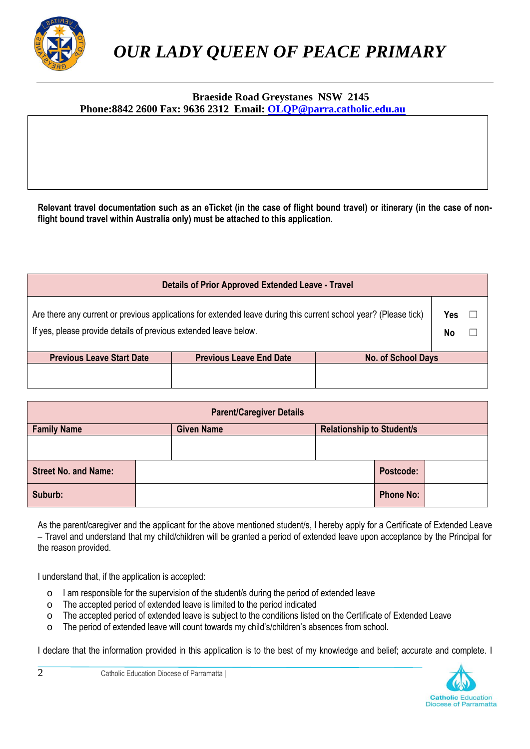# OUR LADY QUEEN OF PEACE PRIMARY

**Braeside Road Greystanes NSW 2145**
**Phone:8842 2600 Fax: 9636 2312 Email: OLQP@parra.catholic.edu.au**

**Relevant travel documentation such as an eTicket (in the case of flight bound travel) or itinerary (in the case of non-flight bound travel within Australia only) must be attached to this application.**

| Details of Prior Approved Extended Leave - Travel | | |
|---|---|---|
| Are there any current or previous applications for extended leave during this current school year? (Please tick)<br>If yes, please provide details of previous extended leave below. | | **Yes** ☐<br>**No** ☐ |
| **Previous Leave Start Date** | **Previous Leave End Date** | **No. of School Days** |
| | | |

| Parent/Caregiver Details | | | |
|---|---|---|---|
| **Family Name** | **Given Name** | **Relationship to Student/s** | |
| | | | |
| **Street No. and Name:** | | **Postcode:** | |
| **Suburb:** | | **Phone No:** | |

As the parent/caregiver and the applicant for the above mentioned student/s, I hereby apply for a Certificate of Extended Leave – Travel and understand that my child/children will be granted a period of extended leave upon acceptance by the Principal for the reason provided.

I understand that, if the application is accepted:

- I am responsible for the supervision of the student/s during the period of extended leave
- The accepted period of extended leave is limited to the period indicated
- The accepted period of extended leave is subject to the conditions listed on the Certificate of Extended Leave
- The period of extended leave will count towards my child's/children's absences from school.

I declare that the information provided in this application is to the best of my knowledge and belief; accurate and complete. I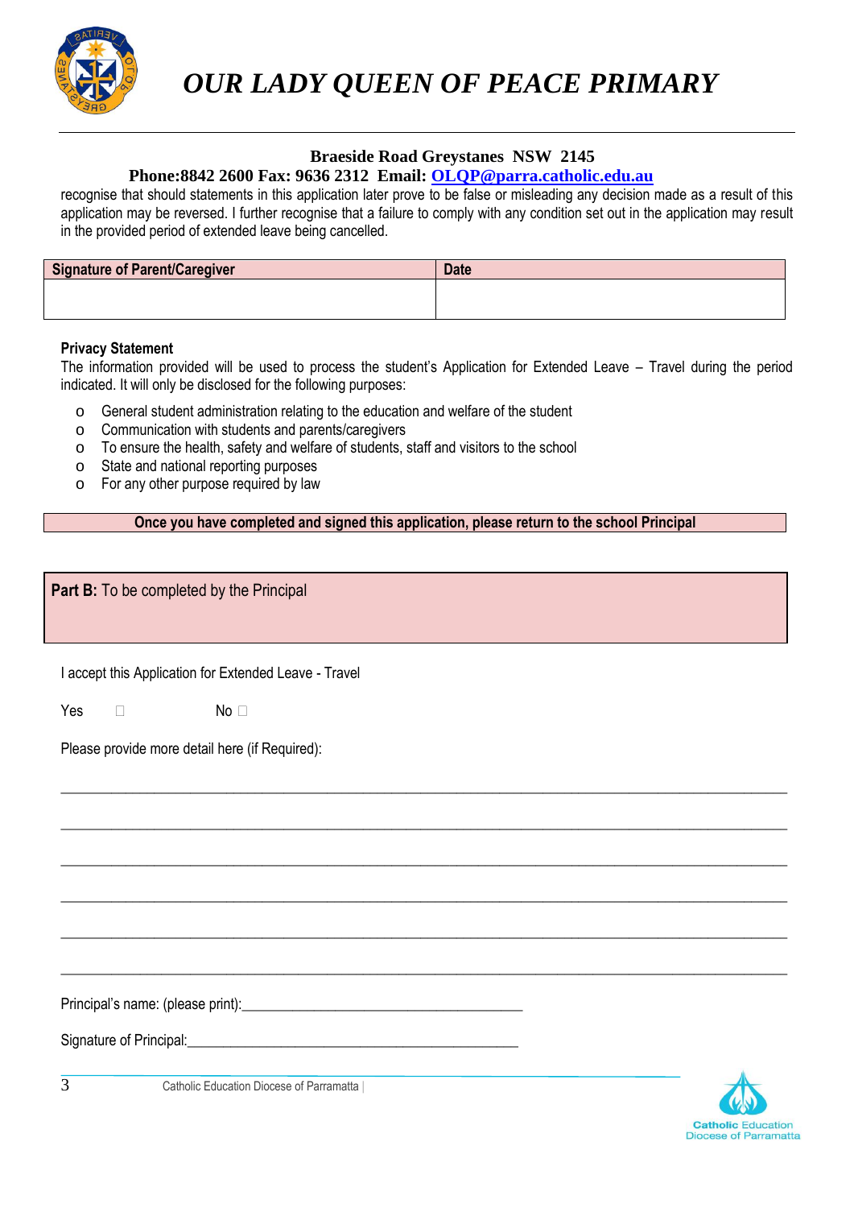# *OUR LADY QUEEN OF PEACE PRIMARY*

**Braeside Road Greystanes NSW 2145**

**Phone:8842 2600 Fax: 9636 2312 Email: OLQP@parra.catholic.edu.au**

recognise that should statements in this application later prove to be false or misleading any decision made as a result of this application may be reversed. I further recognise that a failure to comply with any condition set out in the application may result in the provided period of extended leave being cancelled.

| Signature of Parent/Caregiver | Date |
|---|---|
| | |

**Privacy Statement**

The information provided will be used to process the student's Application for Extended Leave – Travel during the period indicated. It will only be disclosed for the following purposes:

- General student administration relating to the education and welfare of the student
- Communication with students and parents/caregivers
- To ensure the health, safety and welfare of students, staff and visitors to the school
- State and national reporting purposes
- For any other purpose required by law

**Once you have completed and signed this application, please return to the school Principal**

**Part B:** To be completed by the Principal

I accept this Application for Extended Leave - Travel

Yes ☐ No ☐

Please provide more detail here (if Required):

______________________________________________________________________________

______________________________________________________________________________

______________________________________________________________________________

______________________________________________________________________________

______________________________________________________________________________

______________________________________________________________________________

Principal's name: (please print):______________________________________

Signature of Principal:_____________________________________________

Catholic Education Diocese of Parramatta |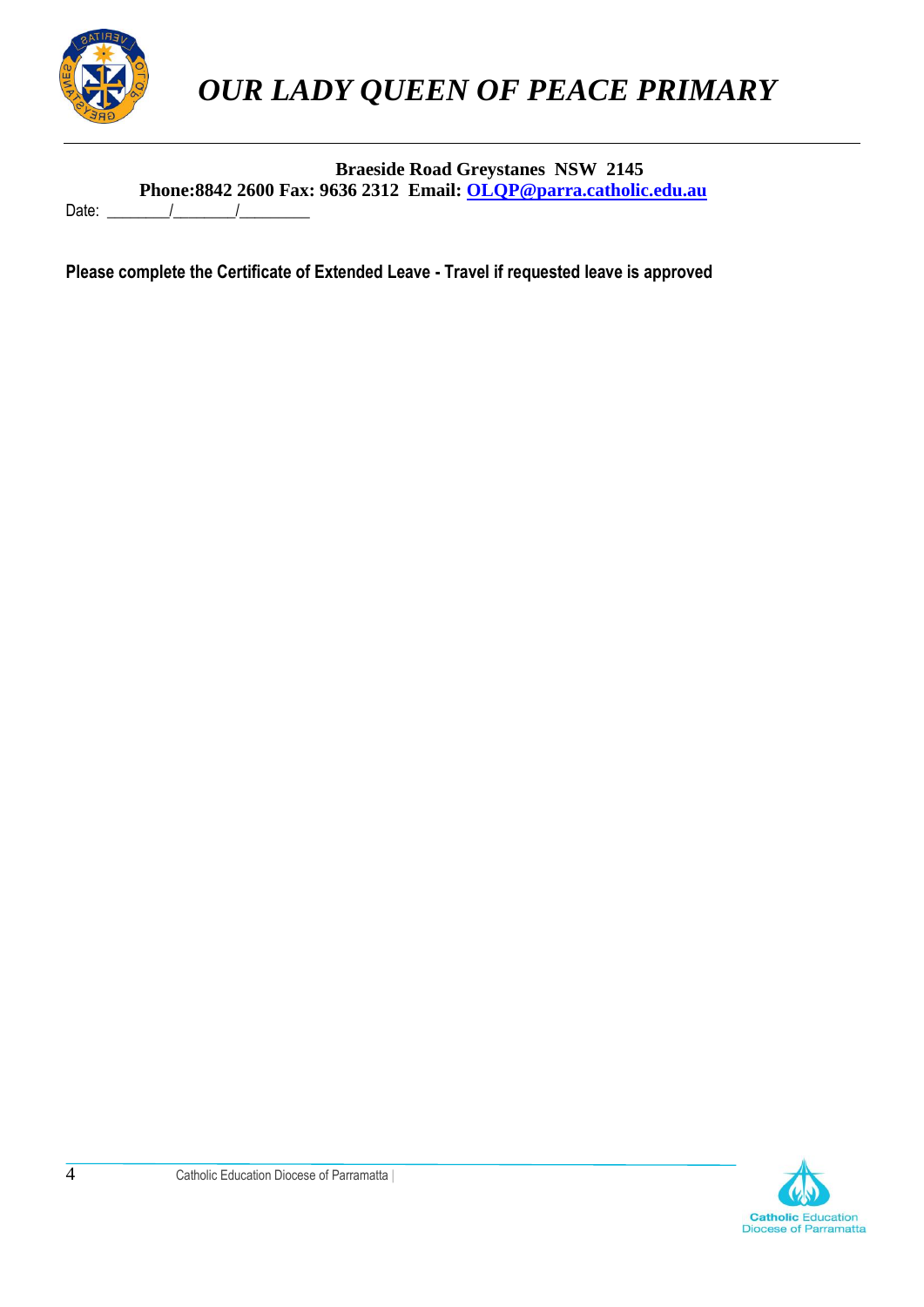# *OUR LADY QUEEN OF PEACE PRIMARY*

**Braeside Road Greystanes NSW 2145**

**Phone:8842 2600 Fax: 9636 2312 Email: [OLQP@parra.catholic.edu.au](mailto:OLQP@parra.catholic.edu.au)**

Date: ________/________/_________

**Please complete the Certificate of Extended Leave - Travel if requested leave is approved**